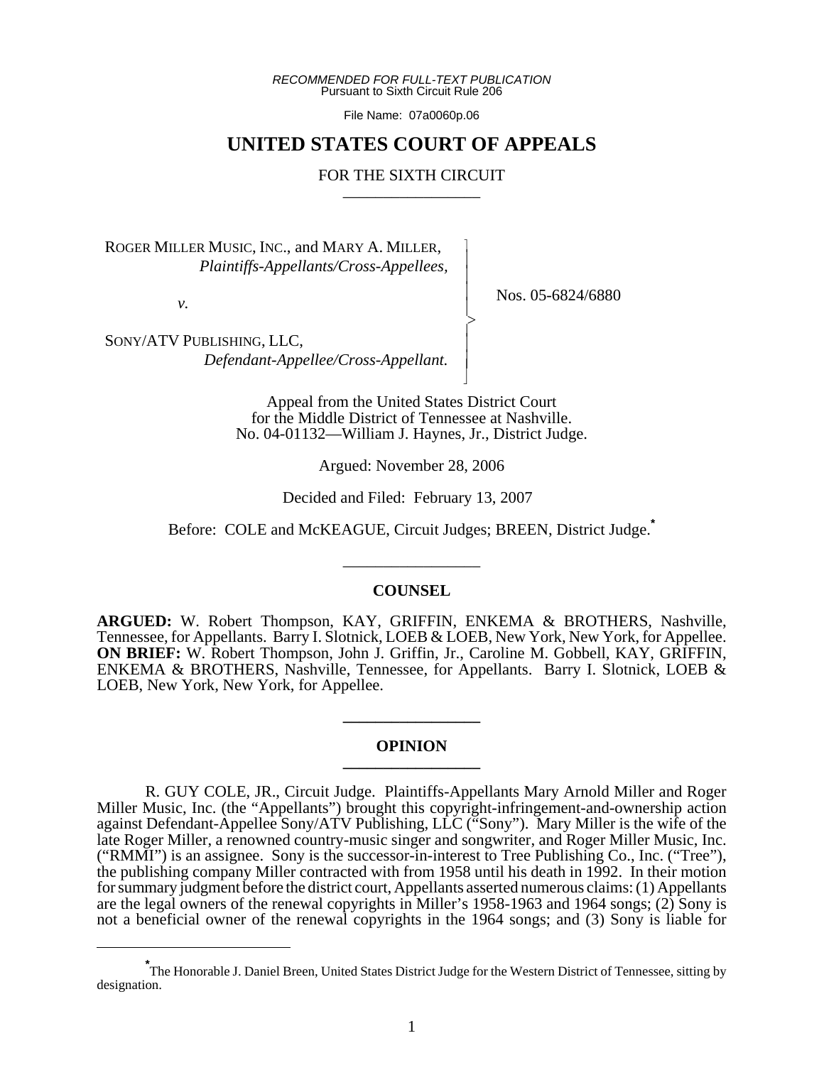*RECOMMENDED FOR FULL-TEXT PUBLICATION*
Pursuant to Sixth Circuit Rule 206

File Name: 07a0060p.06

# UNITED STATES COURT OF APPEALS

## FOR THE SIXTH CIRCUIT

ROGER MILLER MUSIC, INC., and MARY A. MILLER,
*Plaintiffs-Appellants/Cross-Appellees,*

*v.*

SONY/ATV PUBLISHING, LLC,
*Defendant-Appellee/Cross-Appellant.*

Nos. 05-6824/6880

Appeal from the United States District Court
for the Middle District of Tennessee at Nashville.
No. 04-01132—William J. Haynes, Jr., District Judge.

Argued: November 28, 2006

Decided and Filed: February 13, 2007

Before: COLE and McKEAGUE, Circuit Judges; BREEN, District Judge.*

### COUNSEL

**ARGUED:** W. Robert Thompson, KAY, GRIFFIN, ENKEMA & BROTHERS, Nashville, Tennessee, for Appellants. Barry I. Slotnick, LOEB & LOEB, New York, New York, for Appellee. **ON BRIEF:** W. Robert Thompson, John J. Griffin, Jr., Caroline M. Gobbell, KAY, GRIFFIN, ENKEMA & BROTHERS, Nashville, Tennessee, for Appellants. Barry I. Slotnick, LOEB & LOEB, New York, New York, for Appellee.

### OPINION

R. GUY COLE, JR., Circuit Judge. Plaintiffs-Appellants Mary Arnold Miller and Roger Miller Music, Inc. (the "Appellants") brought this copyright-infringement-and-ownership action against Defendant-Appellee Sony/ATV Publishing, LLC ("Sony"). Mary Miller is the wife of the late Roger Miller, a renowned country-music singer and songwriter, and Roger Miller Music, Inc. ("RMMI") is an assignee. Sony is the successor-in-interest to Tree Publishing Co., Inc. ("Tree"), the publishing company Miller contracted with from 1958 until his death in 1992. In their motion for summary judgment before the district court, Appellants asserted numerous claims: (1) Appellants are the legal owners of the renewal copyrights in Miller's 1958-1963 and 1964 songs; (2) Sony is not a beneficial owner of the renewal copyrights in the 1964 songs; and (3) Sony is liable for

* The Honorable J. Daniel Breen, United States District Judge for the Western District of Tennessee, sitting by designation.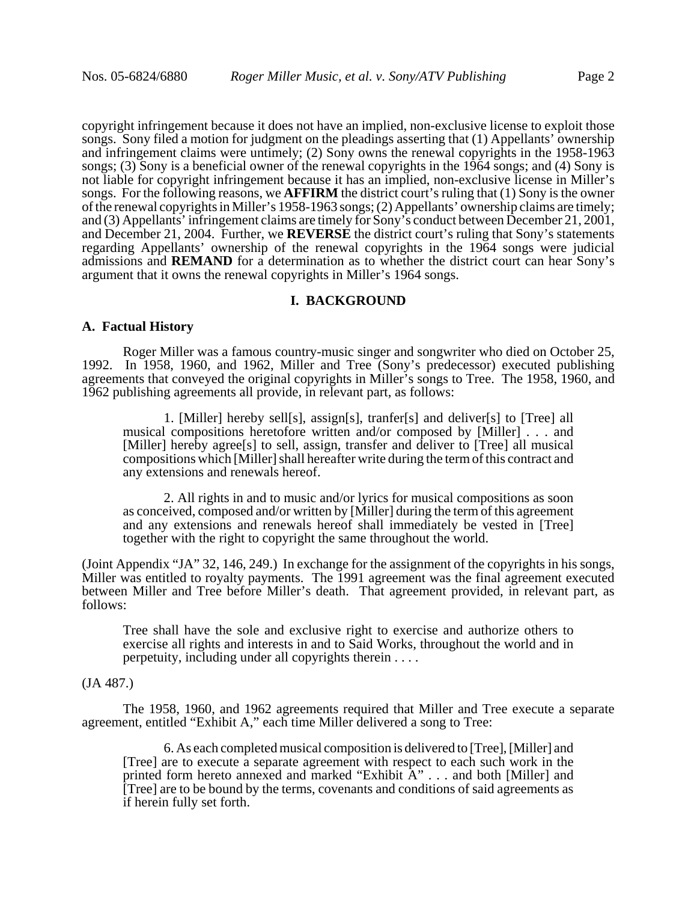copyright infringement because it does not have an implied, non-exclusive license to exploit those songs. Sony filed a motion for judgment on the pleadings asserting that (1) Appellants' ownership and infringement claims were untimely; (2) Sony owns the renewal copyrights in the 1958-1963 songs; (3) Sony is a beneficial owner of the renewal copyrights in the 1964 songs; and (4) Sony is not liable for copyright infringement because it has an implied, non-exclusive license in Miller's songs. For the following reasons, we **AFFIRM** the district court's ruling that (1) Sony is the owner of the renewal copyrights in Miller's 1958-1963 songs; (2) Appellants' ownership claims are timely; and (3) Appellants' infringement claims are timely for Sony's conduct between December 21, 2001, and December 21, 2004. Further, we **REVERSE** the district court's ruling that Sony's statements regarding Appellants' ownership of the renewal copyrights in the 1964 songs were judicial admissions and **REMAND** for a determination as to whether the district court can hear Sony's argument that it owns the renewal copyrights in Miller's 1964 songs.

## I. BACKGROUND

### A. Factual History

Roger Miller was a famous country-music singer and songwriter who died on October 25, 1992. In 1958, 1960, and 1962, Miller and Tree (Sony's predecessor) executed publishing agreements that conveyed the original copyrights in Miller's songs to Tree. The 1958, 1960, and 1962 publishing agreements all provide, in relevant part, as follows:

> 1. [Miller] hereby sell[s], assign[s], tranfer[s] and deliver[s] to [Tree] all musical compositions heretofore written and/or composed by [Miller] . . . and [Miller] hereby agree[s] to sell, assign, transfer and deliver to [Tree] all musical compositions which [Miller] shall hereafter write during the term of this contract and any extensions and renewals hereof.
>
> 2. All rights in and to music and/or lyrics for musical compositions as soon as conceived, composed and/or written by [Miller] during the term of this agreement and any extensions and renewals hereof shall immediately be vested in [Tree] together with the right to copyright the same throughout the world.

(Joint Appendix "JA" 32, 146, 249.) In exchange for the assignment of the copyrights in his songs, Miller was entitled to royalty payments. The 1991 agreement was the final agreement executed between Miller and Tree before Miller's death. That agreement provided, in relevant part, as follows:

> Tree shall have the sole and exclusive right to exercise and authorize others to exercise all rights and interests in and to Said Works, throughout the world and in perpetuity, including under all copyrights therein . . . .

(JA 487.)

The 1958, 1960, and 1962 agreements required that Miller and Tree execute a separate agreement, entitled "Exhibit A," each time Miller delivered a song to Tree:

> 6. As each completed musical composition is delivered to [Tree], [Miller] and [Tree] are to execute a separate agreement with respect to each such work in the printed form hereto annexed and marked "Exhibit A" . . . and both [Miller] and [Tree] are to be bound by the terms, covenants and conditions of said agreements as if herein fully set forth.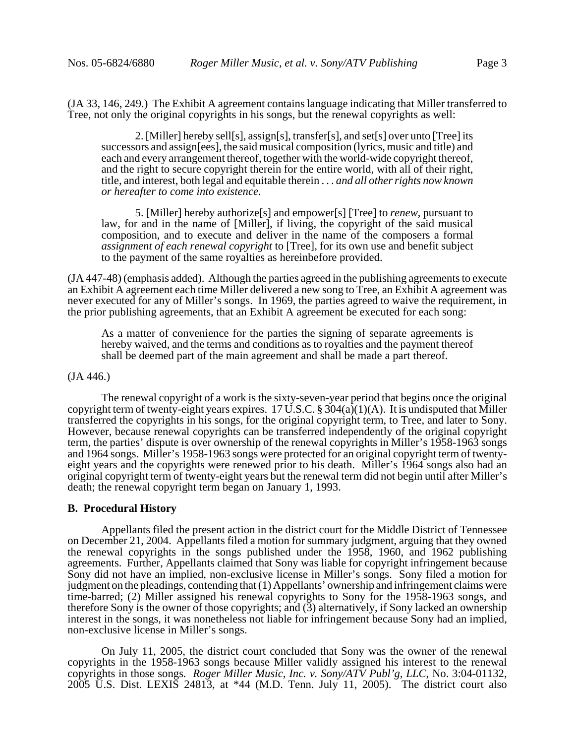(JA 33, 146, 249.) The Exhibit A agreement contains language indicating that Miller transferred to Tree, not only the original copyrights in his songs, but the renewal copyrights as well:

> 2. [Miller] hereby sell[s], assign[s], transfer[s], and set[s] over unto [Tree] its successors and assign[ees], the said musical composition (lyrics, music and title) and each and every arrangement thereof, together with the world-wide copyright thereof, and the right to secure copyright therein for the entire world, with all of their right, title, and interest, both legal and equitable therein . . . *and all other rights now known or hereafter to come into existence.*
>
> 5. [Miller] hereby authorize[s] and empower[s] [Tree] to *renew*, pursuant to law, for and in the name of [Miller], if living, the copyright of the said musical composition, and to execute and deliver in the name of the composers a formal *assignment of each renewal copyright* to [Tree], for its own use and benefit subject to the payment of the same royalties as hereinbefore provided.

(JA 447-48) (emphasis added). Although the parties agreed in the publishing agreements to execute an Exhibit A agreement each time Miller delivered a new song to Tree, an Exhibit A agreement was never executed for any of Miller's songs. In 1969, the parties agreed to waive the requirement, in the prior publishing agreements, that an Exhibit A agreement be executed for each song:

> As a matter of convenience for the parties the signing of separate agreements is hereby waived, and the terms and conditions as to royalties and the payment thereof shall be deemed part of the main agreement and shall be made a part thereof.

(JA 446.)

The renewal copyright of a work is the sixty-seven-year period that begins once the original copyright term of twenty-eight years expires. 17 U.S.C. § 304(a)(1)(A). It is undisputed that Miller transferred the copyrights in his songs, for the original copyright term, to Tree, and later to Sony. However, because renewal copyrights can be transferred independently of the original copyright term, the parties' dispute is over ownership of the renewal copyrights in Miller's 1958-1963 songs and 1964 songs. Miller's 1958-1963 songs were protected for an original copyright term of twenty-eight years and the copyrights were renewed prior to his death. Miller's 1964 songs also had an original copyright term of twenty-eight years but the renewal term did not begin until after Miller's death; the renewal copyright term began on January 1, 1993.

**B. Procedural History**

Appellants filed the present action in the district court for the Middle District of Tennessee on December 21, 2004. Appellants filed a motion for summary judgment, arguing that they owned the renewal copyrights in the songs published under the 1958, 1960, and 1962 publishing agreements. Further, Appellants claimed that Sony was liable for copyright infringement because Sony did not have an implied, non-exclusive license in Miller's songs. Sony filed a motion for judgment on the pleadings, contending that (1) Appellants' ownership and infringement claims were time-barred; (2) Miller assigned his renewal copyrights to Sony for the 1958-1963 songs, and therefore Sony is the owner of those copyrights; and (3) alternatively, if Sony lacked an ownership interest in the songs, it was nonetheless not liable for infringement because Sony had an implied, non-exclusive license in Miller's songs.

On July 11, 2005, the district court concluded that Sony was the owner of the renewal copyrights in the 1958-1963 songs because Miller validly assigned his interest to the renewal copyrights in those songs. *Roger Miller Music, Inc. v. Sony/ATV Publ'g, LLC*, No. 3:04-01132, 2005 U.S. Dist. LEXIS 24813, at *44 (M.D. Tenn. July 11, 2005). The district court also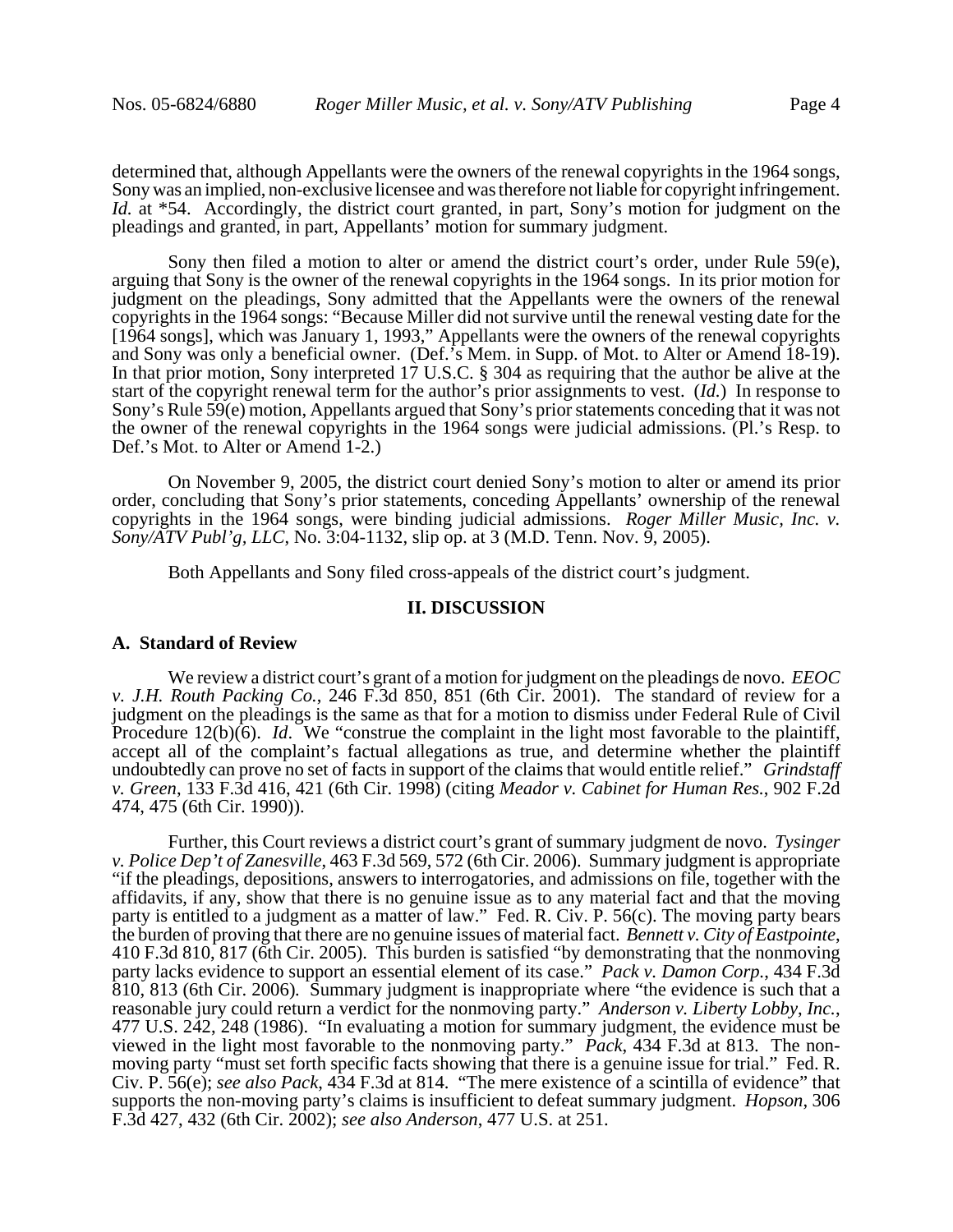determined that, although Appellants were the owners of the renewal copyrights in the 1964 songs, Sony was an implied, non-exclusive licensee and was therefore not liable for copyright infringement. *Id.* at *54. Accordingly, the district court granted, in part, Sony's motion for judgment on the pleadings and granted, in part, Appellants' motion for summary judgment.

Sony then filed a motion to alter or amend the district court's order, under Rule 59(e), arguing that Sony is the owner of the renewal copyrights in the 1964 songs. In its prior motion for judgment on the pleadings, Sony admitted that the Appellants were the owners of the renewal copyrights in the 1964 songs: "Because Miller did not survive until the renewal vesting date for the [1964 songs], which was January 1, 1993," Appellants were the owners of the renewal copyrights and Sony was only a beneficial owner. (Def.'s Mem. in Supp. of Mot. to Alter or Amend 18-19). In that prior motion, Sony interpreted 17 U.S.C. § 304 as requiring that the author be alive at the start of the copyright renewal term for the author's prior assignments to vest. (*Id.*) In response to Sony's Rule 59(e) motion, Appellants argued that Sony's prior statements conceding that it was not the owner of the renewal copyrights in the 1964 songs were judicial admissions. (Pl.'s Resp. to Def.'s Mot. to Alter or Amend 1-2.)

On November 9, 2005, the district court denied Sony's motion to alter or amend its prior order, concluding that Sony's prior statements, conceding Appellants' ownership of the renewal copyrights in the 1964 songs, were binding judicial admissions. *Roger Miller Music, Inc. v. Sony/ATV Publ'g, LLC*, No. 3:04-1132, slip op. at 3 (M.D. Tenn. Nov. 9, 2005).

Both Appellants and Sony filed cross-appeals of the district court's judgment.

## II. DISCUSSION

### A. Standard of Review

We review a district court's grant of a motion for judgment on the pleadings de novo. *EEOC v. J.H. Routh Packing Co.*, 246 F.3d 850, 851 (6th Cir. 2001). The standard of review for a judgment on the pleadings is the same as that for a motion to dismiss under Federal Rule of Civil Procedure 12(b)(6). *Id*. We "construe the complaint in the light most favorable to the plaintiff, accept all of the complaint's factual allegations as true, and determine whether the plaintiff undoubtedly can prove no set of facts in support of the claims that would entitle relief." *Grindstaff v. Green*, 133 F.3d 416, 421 (6th Cir. 1998) (citing *Meador v. Cabinet for Human Res.*, 902 F.2d 474, 475 (6th Cir. 1990)).

Further, this Court reviews a district court's grant of summary judgment de novo. *Tysinger v. Police Dep't of Zanesville*, 463 F.3d 569, 572 (6th Cir. 2006). Summary judgment is appropriate "if the pleadings, depositions, answers to interrogatories, and admissions on file, together with the affidavits, if any, show that there is no genuine issue as to any material fact and that the moving party is entitled to a judgment as a matter of law." Fed. R. Civ. P. 56(c). The moving party bears the burden of proving that there are no genuine issues of material fact. *Bennett v. City of Eastpointe*, 410 F.3d 810, 817 (6th Cir. 2005). This burden is satisfied "by demonstrating that the nonmoving party lacks evidence to support an essential element of its case." *Pack v. Damon Corp.*, 434 F.3d 810, 813 (6th Cir. 2006). Summary judgment is inappropriate where "the evidence is such that a reasonable jury could return a verdict for the nonmoving party." *Anderson v. Liberty Lobby, Inc.*, 477 U.S. 242, 248 (1986). "In evaluating a motion for summary judgment, the evidence must be viewed in the light most favorable to the nonmoving party." *Pack*, 434 F.3d at 813. The non-moving party "must set forth specific facts showing that there is a genuine issue for trial." Fed. R. Civ. P. 56(e); *see also Pack*, 434 F.3d at 814. "The mere existence of a scintilla of evidence" that supports the non-moving party's claims is insufficient to defeat summary judgment. *Hopson*, 306 F.3d 427, 432 (6th Cir. 2002); *see also Anderson*, 477 U.S. at 251.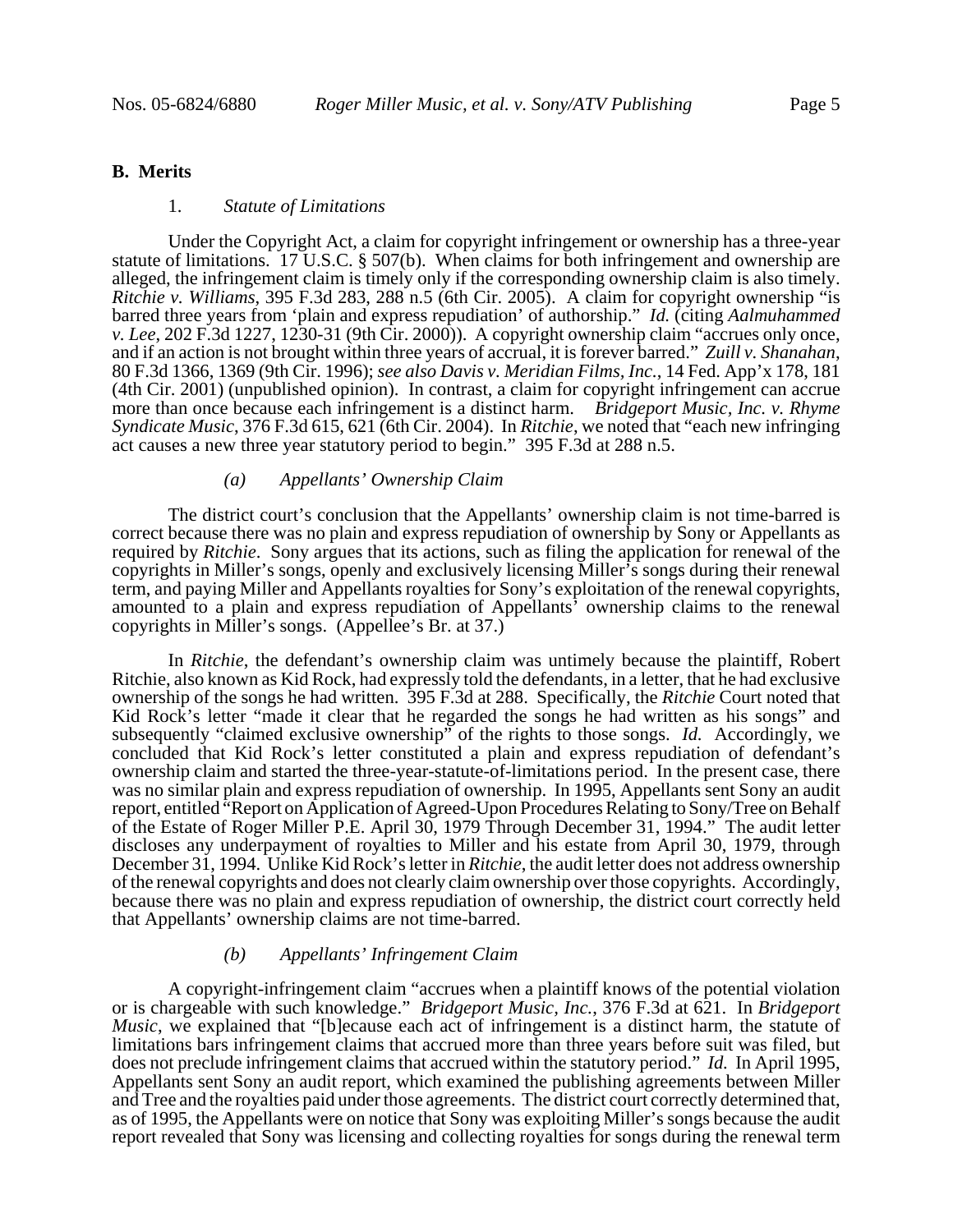## B. Merits

### 1. *Statute of Limitations*

Under the Copyright Act, a claim for copyright infringement or ownership has a three-year statute of limitations. 17 U.S.C. § 507(b). When claims for both infringement and ownership are alleged, the infringement claim is timely only if the corresponding ownership claim is also timely. *Ritchie v. Williams*, 395 F.3d 283, 288 n.5 (6th Cir. 2005). A claim for copyright ownership "is barred three years from 'plain and express repudiation' of authorship." *Id.* (citing *Aalmuhammed v. Lee*, 202 F.3d 1227, 1230-31 (9th Cir. 2000)). A copyright ownership claim "accrues only once, and if an action is not brought within three years of accrual, it is forever barred." *Zuill v. Shanahan*, 80 F.3d 1366, 1369 (9th Cir. 1996); *see also Davis v. Meridian Films, Inc.*, 14 Fed. App'x 178, 181 (4th Cir. 2001) (unpublished opinion). In contrast, a claim for copyright infringement can accrue more than once because each infringement is a distinct harm. *Bridgeport Music, Inc. v. Rhyme Syndicate Music*, 376 F.3d 615, 621 (6th Cir. 2004). In *Ritchie*, we noted that "each new infringing act causes a new three year statutory period to begin." 395 F.3d at 288 n.5.

#### *(a) Appellants' Ownership Claim*

The district court's conclusion that the Appellants' ownership claim is not time-barred is correct because there was no plain and express repudiation of ownership by Sony or Appellants as required by *Ritchie*. Sony argues that its actions, such as filing the application for renewal of the copyrights in Miller's songs, openly and exclusively licensing Miller's songs during their renewal term, and paying Miller and Appellants royalties for Sony's exploitation of the renewal copyrights, amounted to a plain and express repudiation of Appellants' ownership claims to the renewal copyrights in Miller's songs. (Appellee's Br. at 37.)

In *Ritchie*, the defendant's ownership claim was untimely because the plaintiff, Robert Ritchie, also known as Kid Rock, had expressly told the defendants, in a letter, that he had exclusive ownership of the songs he had written. 395 F.3d at 288. Specifically, the *Ritchie* Court noted that Kid Rock's letter "made it clear that he regarded the songs he had written as his songs" and subsequently "claimed exclusive ownership" of the rights to those songs. *Id.* Accordingly, we concluded that Kid Rock's letter constituted a plain and express repudiation of defendant's ownership claim and started the three-year-statute-of-limitations period. In the present case, there was no similar plain and express repudiation of ownership. In 1995, Appellants sent Sony an audit report, entitled "Report on Application of Agreed-Upon Procedures Relating to Sony/Tree on Behalf of the Estate of Roger Miller P.E. April 30, 1979 Through December 31, 1994." The audit letter discloses any underpayment of royalties to Miller and his estate from April 30, 1979, through December 31, 1994. Unlike Kid Rock's letter in *Ritchie*, the audit letter does not address ownership of the renewal copyrights and does not clearly claim ownership over those copyrights. Accordingly, because there was no plain and express repudiation of ownership, the district court correctly held that Appellants' ownership claims are not time-barred.

#### *(b) Appellants' Infringement Claim*

A copyright-infringement claim "accrues when a plaintiff knows of the potential violation or is chargeable with such knowledge." *Bridgeport Music, Inc.*, 376 F.3d at 621. In *Bridgeport Music*, we explained that "[b]ecause each act of infringement is a distinct harm, the statute of limitations bars infringement claims that accrued more than three years before suit was filed, but does not preclude infringement claims that accrued within the statutory period." *Id.* In April 1995, Appellants sent Sony an audit report, which examined the publishing agreements between Miller and Tree and the royalties paid under those agreements. The district court correctly determined that, as of 1995, the Appellants were on notice that Sony was exploiting Miller's songs because the audit report revealed that Sony was licensing and collecting royalties for songs during the renewal term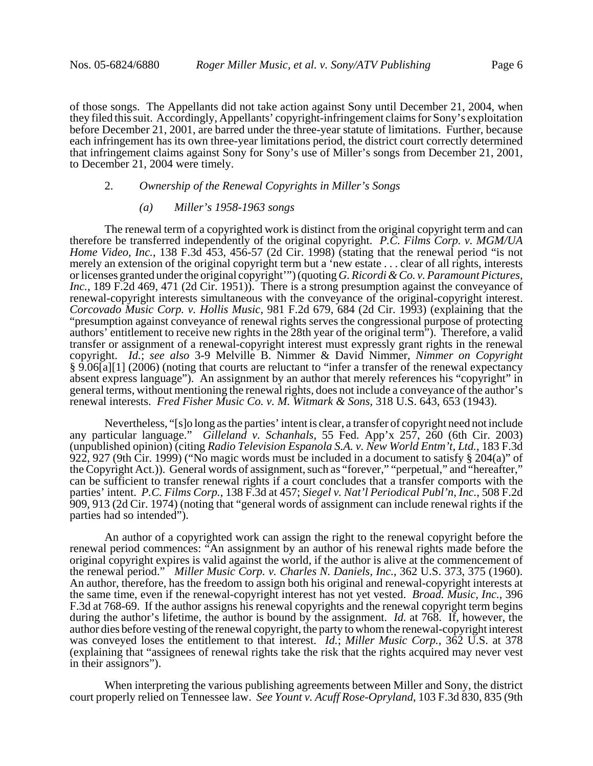of those songs. The Appellants did not take action against Sony until December 21, 2004, when they filed this suit. Accordingly, Appellants' copyright-infringement claims for Sony's exploitation before December 21, 2001, are barred under the three-year statute of limitations. Further, because each infringement has its own three-year limitations period, the district court correctly determined that infringement claims against Sony for Sony's use of Miller's songs from December 21, 2001, to December 21, 2004 were timely.

2. *Ownership of the Renewal Copyrights in Miller's Songs*

*(a) Miller's 1958-1963 songs*

The renewal term of a copyrighted work is distinct from the original copyright term and can therefore be transferred independently of the original copyright. *P.C. Films Corp. v. MGM/UA Home Video, Inc.*, 138 F.3d 453, 456-57 (2d Cir. 1998) (stating that the renewal period "is not merely an extension of the original copyright term but a 'new estate . . . clear of all rights, interests or licenses granted under the original copyright'") (quoting *G. Ricordi & Co. v. Paramount Pictures, Inc.*, 189 F.2d 469, 471 (2d Cir. 1951)). There is a strong presumption against the conveyance of renewal-copyright interests simultaneous with the conveyance of the original-copyright interest. *Corcovado Music Corp. v. Hollis Music*, 981 F.2d 679, 684 (2d Cir. 1993) (explaining that the "presumption against conveyance of renewal rights serves the congressional purpose of protecting authors' entitlement to receive new rights in the 28th year of the original term"). Therefore, a valid transfer or assignment of a renewal-copyright interest must expressly grant rights in the renewal copyright. *Id.*; *see also* 3-9 Melville B. Nimmer & David Nimmer, *Nimmer on Copyright* § 9.06[a][1] (2006) (noting that courts are reluctant to "infer a transfer of the renewal expectancy absent express language"). An assignment by an author that merely references his "copyright" in general terms, without mentioning the renewal rights, does not include a conveyance of the author's renewal interests. *Fred Fisher Music Co. v. M. Witmark & Sons*, 318 U.S. 643, 653 (1943).

Nevertheless, "[s]o long as the parties' intent is clear, a transfer of copyright need not include any particular language." *Gilleland v. Schanhals*, 55 Fed. App'x 257, 260 (6th Cir. 2003) (unpublished opinion) (citing *Radio Television Espanola S.A. v. New World Entm't, Ltd.*, 183 F.3d 922, 927 (9th Cir. 1999) ("No magic words must be included in a document to satisfy § 204(a)" of the Copyright Act.)). General words of assignment, such as "forever," "perpetual," and "hereafter," can be sufficient to transfer renewal rights if a court concludes that a transfer comports with the parties' intent. *P.C. Films Corp.*, 138 F.3d at 457; *Siegel v. Nat'l Periodical Publ'n, Inc.*, 508 F.2d 909, 913 (2d Cir. 1974) (noting that "general words of assignment can include renewal rights if the parties had so intended").

An author of a copyrighted work can assign the right to the renewal copyright before the renewal period commences: "An assignment by an author of his renewal rights made before the original copyright expires is valid against the world, if the author is alive at the commencement of the renewal period." *Miller Music Corp. v. Charles N. Daniels, Inc.*, 362 U.S. 373, 375 (1960). An author, therefore, has the freedom to assign both his original and renewal-copyright interests at the same time, even if the renewal-copyright interest has not yet vested. *Broad. Music, Inc.*, 396 F.3d at 768-69. If the author assigns his renewal copyrights and the renewal copyright term begins during the author's lifetime, the author is bound by the assignment. *Id.* at 768. If, however, the author dies before vesting of the renewal copyright, the party to whom the renewal-copyright interest was conveyed loses the entitlement to that interest. *Id.*; *Miller Music Corp.*, 362 U.S. at 378 (explaining that "assignees of renewal rights take the risk that the rights acquired may never vest in their assignors").

When interpreting the various publishing agreements between Miller and Sony, the district court properly relied on Tennessee law. *See Yount v. Acuff Rose-Opryland*, 103 F.3d 830, 835 (9th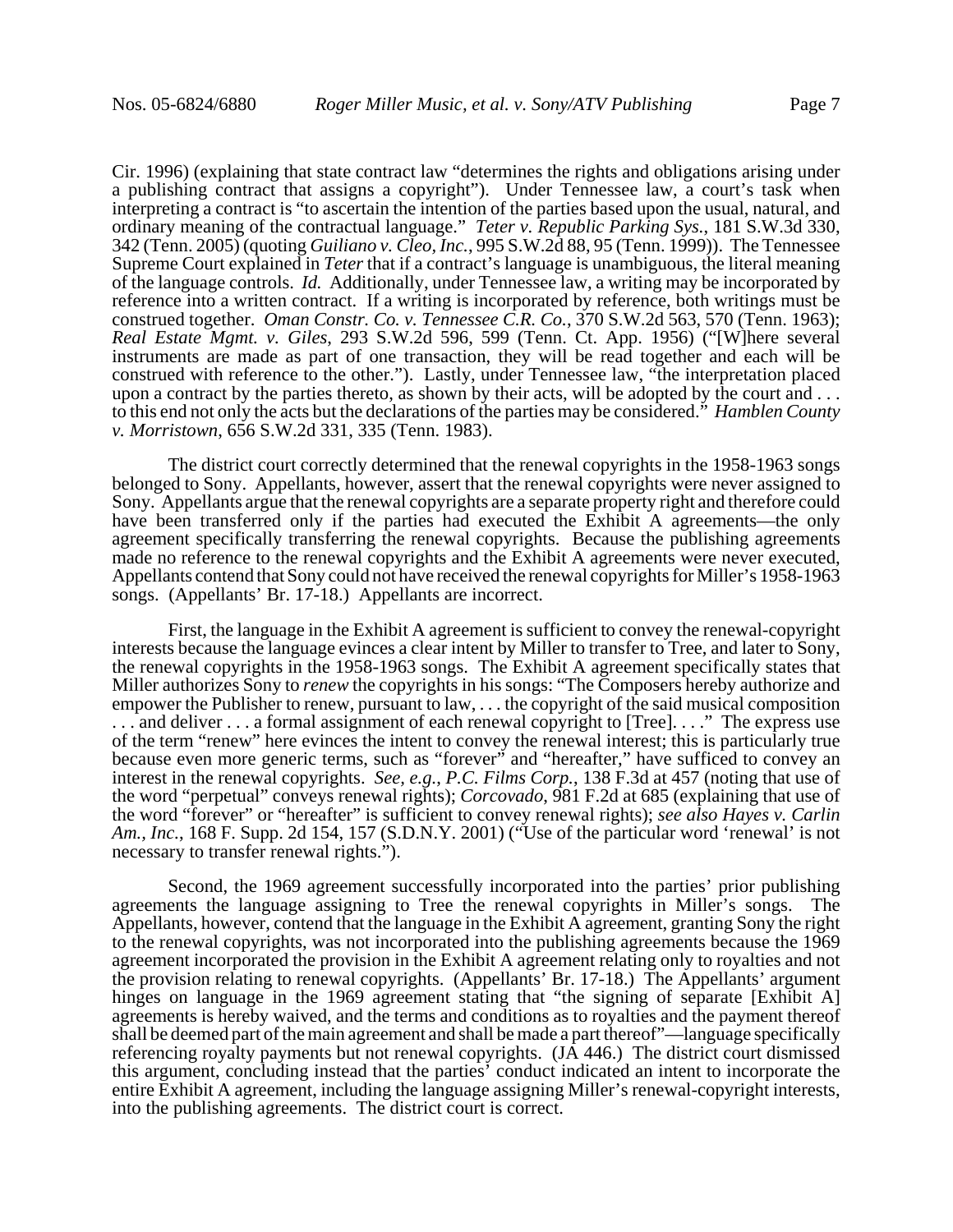Cir. 1996) (explaining that state contract law "determines the rights and obligations arising under a publishing contract that assigns a copyright"). Under Tennessee law, a court's task when interpreting a contract is "to ascertain the intention of the parties based upon the usual, natural, and ordinary meaning of the contractual language." *Teter v. Republic Parking Sys.*, 181 S.W.3d 330, 342 (Tenn. 2005) (quoting *Guiliano v. Cleo, Inc.*, 995 S.W.2d 88, 95 (Tenn. 1999)). The Tennessee Supreme Court explained in *Teter* that if a contract's language is unambiguous, the literal meaning of the language controls. *Id.* Additionally, under Tennessee law, a writing may be incorporated by reference into a written contract. If a writing is incorporated by reference, both writings must be construed together. *Oman Constr. Co. v. Tennessee C.R. Co.*, 370 S.W.2d 563, 570 (Tenn. 1963); *Real Estate Mgmt. v. Giles*, 293 S.W.2d 596, 599 (Tenn. Ct. App. 1956) ("[W]here several instruments are made as part of one transaction, they will be read together and each will be construed with reference to the other."). Lastly, under Tennessee law, "the interpretation placed upon a contract by the parties thereto, as shown by their acts, will be adopted by the court and . . . to this end not only the acts but the declarations of the parties may be considered." *Hamblen County v. Morristown*, 656 S.W.2d 331, 335 (Tenn. 1983).

The district court correctly determined that the renewal copyrights in the 1958-1963 songs belonged to Sony. Appellants, however, assert that the renewal copyrights were never assigned to Sony. Appellants argue that the renewal copyrights are a separate property right and therefore could have been transferred only if the parties had executed the Exhibit A agreements—the only agreement specifically transferring the renewal copyrights. Because the publishing agreements made no reference to the renewal copyrights and the Exhibit A agreements were never executed, Appellants contend that Sony could not have received the renewal copyrights for Miller's 1958-1963 songs. (Appellants' Br. 17-18.) Appellants are incorrect.

First, the language in the Exhibit A agreement is sufficient to convey the renewal-copyright interests because the language evinces a clear intent by Miller to transfer to Tree, and later to Sony, the renewal copyrights in the 1958-1963 songs. The Exhibit A agreement specifically states that Miller authorizes Sony to *renew* the copyrights in his songs: "The Composers hereby authorize and empower the Publisher to renew, pursuant to law, . . . the copyright of the said musical composition . . . and deliver . . . a formal assignment of each renewal copyright to [Tree]. . . ." The express use of the term "renew" here evinces the intent to convey the renewal interest; this is particularly true because even more generic terms, such as "forever" and "hereafter," have sufficed to convey an interest in the renewal copyrights. *See, e.g.*, *P.C. Films Corp.*, 138 F.3d at 457 (noting that use of the word "perpetual" conveys renewal rights); *Corcovado*, 981 F.2d at 685 (explaining that use of the word "forever" or "hereafter" is sufficient to convey renewal rights); *see also Hayes v. Carlin Am., Inc.*, 168 F. Supp. 2d 154, 157 (S.D.N.Y. 2001) ("Use of the particular word 'renewal' is not necessary to transfer renewal rights.").

Second, the 1969 agreement successfully incorporated into the parties' prior publishing agreements the language assigning to Tree the renewal copyrights in Miller's songs. The Appellants, however, contend that the language in the Exhibit A agreement, granting Sony the right to the renewal copyrights, was not incorporated into the publishing agreements because the 1969 agreement incorporated the provision in the Exhibit A agreement relating only to royalties and not the provision relating to renewal copyrights. (Appellants' Br. 17-18.) The Appellants' argument hinges on language in the 1969 agreement stating that "the signing of separate [Exhibit A] agreements is hereby waived, and the terms and conditions as to royalties and the payment thereof shall be deemed part of the main agreement and shall be made a part thereof"—language specifically referencing royalty payments but not renewal copyrights. (JA 446.) The district court dismissed this argument, concluding instead that the parties' conduct indicated an intent to incorporate the entire Exhibit A agreement, including the language assigning Miller's renewal-copyright interests, into the publishing agreements. The district court is correct.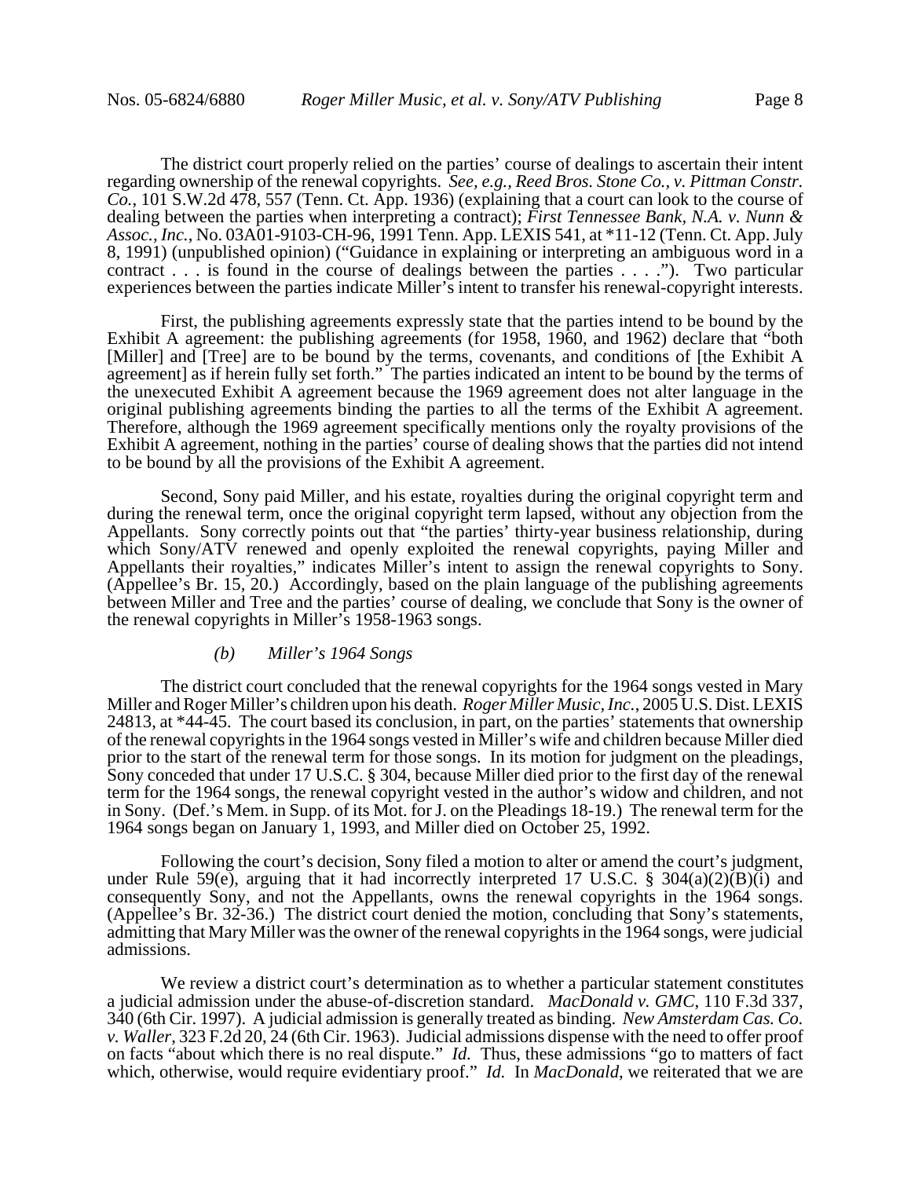The district court properly relied on the parties' course of dealings to ascertain their intent regarding ownership of the renewal copyrights. *See, e.g.*, *Reed Bros. Stone Co., v. Pittman Constr. Co.*, 101 S.W.2d 478, 557 (Tenn. Ct. App. 1936) (explaining that a court can look to the course of dealing between the parties when interpreting a contract); *First Tennessee Bank, N.A. v. Nunn & Assoc., Inc.*, No. 03A01-9103-CH-96, 1991 Tenn. App. LEXIS 541, at *11-12 (Tenn. Ct. App. July 8, 1991) (unpublished opinion) ("Guidance in explaining or interpreting an ambiguous word in a contract . . . is found in the course of dealings between the parties . . . ."). Two particular experiences between the parties indicate Miller's intent to transfer his renewal-copyright interests.

First, the publishing agreements expressly state that the parties intend to be bound by the Exhibit A agreement: the publishing agreements (for 1958, 1960, and 1962) declare that "both [Miller] and [Tree] are to be bound by the terms, covenants, and conditions of [the Exhibit A agreement] as if herein fully set forth." The parties indicated an intent to be bound by the terms of the unexecuted Exhibit A agreement because the 1969 agreement does not alter language in the original publishing agreements binding the parties to all the terms of the Exhibit A agreement. Therefore, although the 1969 agreement specifically mentions only the royalty provisions of the Exhibit A agreement, nothing in the parties' course of dealing shows that the parties did not intend to be bound by all the provisions of the Exhibit A agreement.

Second, Sony paid Miller, and his estate, royalties during the original copyright term and during the renewal term, once the original copyright term lapsed, without any objection from the Appellants. Sony correctly points out that "the parties' thirty-year business relationship, during which Sony/ATV renewed and openly exploited the renewal copyrights, paying Miller and Appellants their royalties," indicates Miller's intent to assign the renewal copyrights to Sony. (Appellee's Br. 15, 20.) Accordingly, based on the plain language of the publishing agreements between Miller and Tree and the parties' course of dealing, we conclude that Sony is the owner of the renewal copyrights in Miller's 1958-1963 songs.

*(b) Miller's 1964 Songs*

The district court concluded that the renewal copyrights for the 1964 songs vested in Mary Miller and Roger Miller's children upon his death. *Roger Miller Music, Inc.*, 2005 U.S. Dist. LEXIS 24813, at *44-45. The court based its conclusion, in part, on the parties' statements that ownership of the renewal copyrights in the 1964 songs vested in Miller's wife and children because Miller died prior to the start of the renewal term for those songs. In its motion for judgment on the pleadings, Sony conceded that under 17 U.S.C. § 304, because Miller died prior to the first day of the renewal term for the 1964 songs, the renewal copyright vested in the author's widow and children, and not in Sony. (Def.'s Mem. in Supp. of its Mot. for J. on the Pleadings 18-19.) The renewal term for the 1964 songs began on January 1, 1993, and Miller died on October 25, 1992.

Following the court's decision, Sony filed a motion to alter or amend the court's judgment, under Rule 59(e), arguing that it had incorrectly interpreted 17 U.S.C. § 304(a)(2)(B)(i) and consequently Sony, and not the Appellants, owns the renewal copyrights in the 1964 songs. (Appellee's Br. 32-36.) The district court denied the motion, concluding that Sony's statements, admitting that Mary Miller was the owner of the renewal copyrights in the 1964 songs, were judicial admissions.

We review a district court's determination as to whether a particular statement constitutes a judicial admission under the abuse-of-discretion standard. *MacDonald v. GMC*, 110 F.3d 337, 340 (6th Cir. 1997). A judicial admission is generally treated as binding. *New Amsterdam Cas. Co. v. Waller*, 323 F.2d 20, 24 (6th Cir. 1963). Judicial admissions dispense with the need to offer proof on facts "about which there is no real dispute." *Id.* Thus, these admissions "go to matters of fact which, otherwise, would require evidentiary proof." *Id.* In *MacDonald*, we reiterated that we are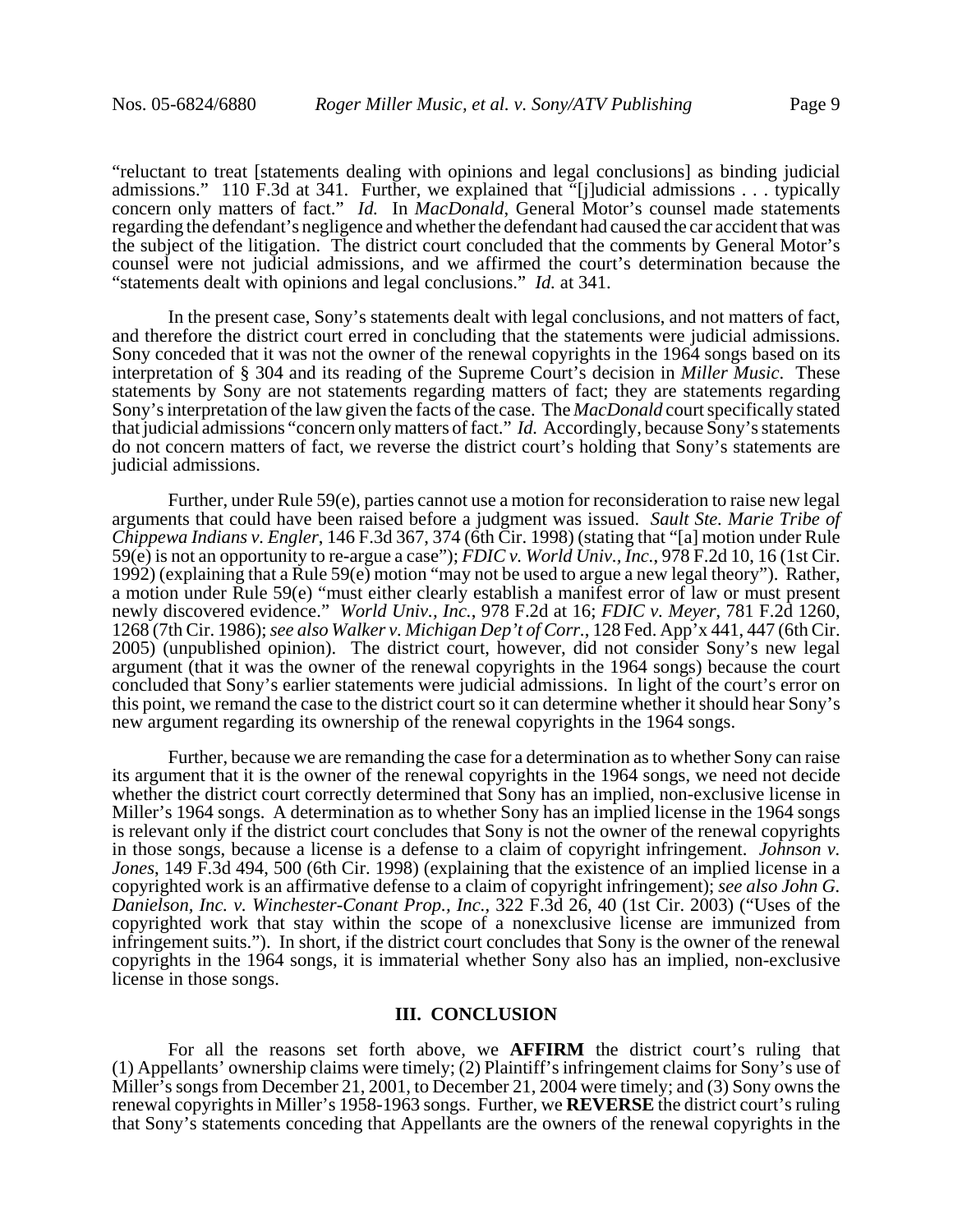"reluctant to treat [statements dealing with opinions and legal conclusions] as binding judicial admissions." 110 F.3d at 341. Further, we explained that "[j]udicial admissions . . . typically concern only matters of fact." *Id.* In *MacDonald*, General Motor's counsel made statements regarding the defendant's negligence and whether the defendant had caused the car accident that was the subject of the litigation. The district court concluded that the comments by General Motor's counsel were not judicial admissions, and we affirmed the court's determination because the "statements dealt with opinions and legal conclusions." *Id.* at 341.

In the present case, Sony's statements dealt with legal conclusions, and not matters of fact, and therefore the district court erred in concluding that the statements were judicial admissions. Sony conceded that it was not the owner of the renewal copyrights in the 1964 songs based on its interpretation of § 304 and its reading of the Supreme Court's decision in *Miller Music*. These statements by Sony are not statements regarding matters of fact; they are statements regarding Sony's interpretation of the law given the facts of the case. The *MacDonald* court specifically stated that judicial admissions "concern only matters of fact." *Id.* Accordingly, because Sony's statements do not concern matters of fact, we reverse the district court's holding that Sony's statements are judicial admissions.

Further, under Rule 59(e), parties cannot use a motion for reconsideration to raise new legal arguments that could have been raised before a judgment was issued. *Sault Ste. Marie Tribe of Chippewa Indians v. Engler*, 146 F.3d 367, 374 (6th Cir. 1998) (stating that "[a] motion under Rule 59(e) is not an opportunity to re-argue a case"); *FDIC v. World Univ., Inc.*, 978 F.2d 10, 16 (1st Cir. 1992) (explaining that a Rule 59(e) motion "may not be used to argue a new legal theory"). Rather, a motion under Rule 59(e) "must either clearly establish a manifest error of law or must present newly discovered evidence." *World Univ., Inc.*, 978 F.2d at 16; *FDIC v. Meyer*, 781 F.2d 1260, 1268 (7th Cir. 1986); *see also Walker v. Michigan Dep't of Corr.*, 128 Fed. App'x 441, 447 (6th Cir. 2005) (unpublished opinion). The district court, however, did not consider Sony's new legal argument (that it was the owner of the renewal copyrights in the 1964 songs) because the court concluded that Sony's earlier statements were judicial admissions. In light of the court's error on this point, we remand the case to the district court so it can determine whether it should hear Sony's new argument regarding its ownership of the renewal copyrights in the 1964 songs.

Further, because we are remanding the case for a determination as to whether Sony can raise its argument that it is the owner of the renewal copyrights in the 1964 songs, we need not decide whether the district court correctly determined that Sony has an implied, non-exclusive license in Miller's 1964 songs. A determination as to whether Sony has an implied license in the 1964 songs is relevant only if the district court concludes that Sony is not the owner of the renewal copyrights in those songs, because a license is a defense to a claim of copyright infringement. *Johnson v. Jones*, 149 F.3d 494, 500 (6th Cir. 1998) (explaining that the existence of an implied license in a copyrighted work is an affirmative defense to a claim of copyright infringement); *see also John G. Danielson, Inc. v. Winchester-Conant Prop., Inc.*, 322 F.3d 26, 40 (1st Cir. 2003) ("Uses of the copyrighted work that stay within the scope of a nonexclusive license are immunized from infringement suits."). In short, if the district court concludes that Sony is the owner of the renewal copyrights in the 1964 songs, it is immaterial whether Sony also has an implied, non-exclusive license in those songs.

## III. CONCLUSION

For all the reasons set forth above, we **AFFIRM** the district court's ruling that (1) Appellants' ownership claims were timely; (2) Plaintiff's infringement claims for Sony's use of Miller's songs from December 21, 2001, to December 21, 2004 were timely; and (3) Sony owns the renewal copyrights in Miller's 1958-1963 songs. Further, we **REVERSE** the district court's ruling that Sony's statements conceding that Appellants are the owners of the renewal copyrights in the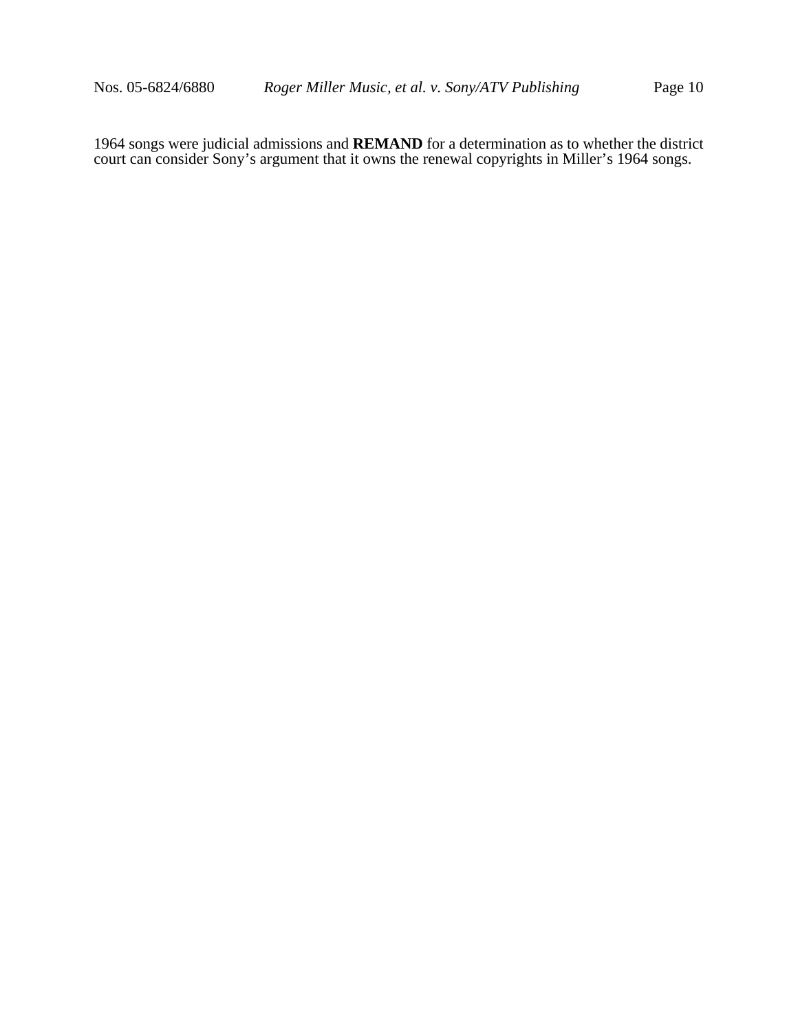1964 songs were judicial admissions and **REMAND** for a determination as to whether the district court can consider Sony's argument that it owns the renewal copyrights in Miller's 1964 songs.